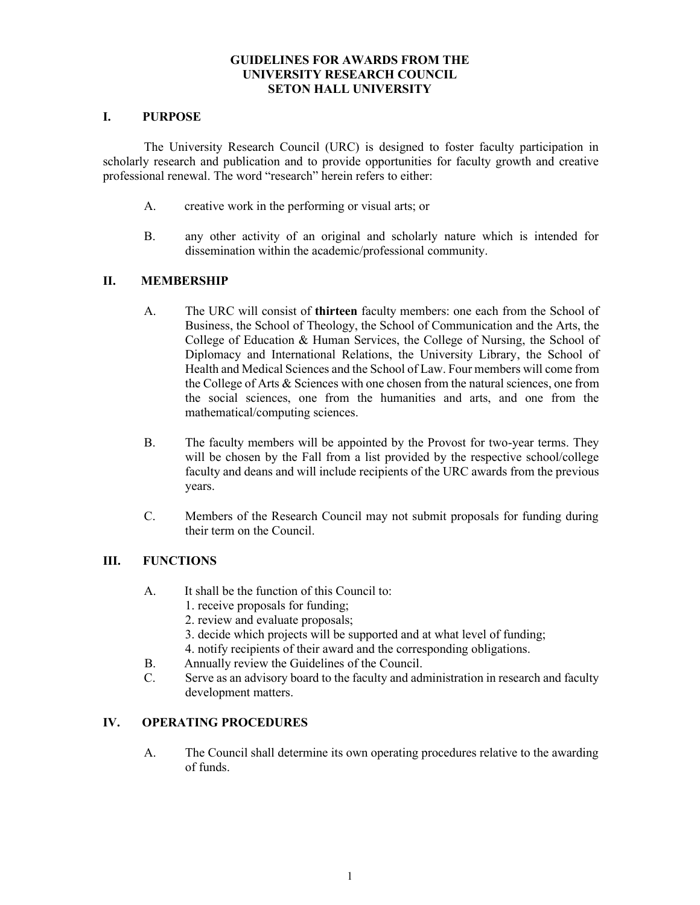# GUIDELINES FOR AWARDS FROM THE UNIVERSITY RESEARCH COUNCIL SETON HALL UNIVERSITY

## I. PURPOSE

The University Research Council (URC) is designed to foster faculty participation in scholarly research and publication and to provide opportunities for faculty growth and creative professional renewal. The word "research" herein refers to either:

A. creative work in the performing or visual arts; or

B. any other activity of an original and scholarly nature which is intended for dissemination within the academic/professional community.

## II. MEMBERSHIP

A. The URC will consist of **thirteen** faculty members: one each from the School of Business, the School of Theology, the School of Communication and the Arts, the College of Education & Human Services, the College of Nursing, the School of Diplomacy and International Relations, the University Library, the School of Health and Medical Sciences and the School of Law. Four members will come from the College of Arts & Sciences with one chosen from the natural sciences, one from the social sciences, one from the humanities and arts, and one from the mathematical/computing sciences.

B. The faculty members will be appointed by the Provost for two-year terms. They will be chosen by the Fall from a list provided by the respective school/college faculty and deans and will include recipients of the URC awards from the previous years.

C. Members of the Research Council may not submit proposals for funding during their term on the Council.

## III. FUNCTIONS

A. It shall be the function of this Council to:
   1. receive proposals for funding;
   2. review and evaluate proposals;
   3. decide which projects will be supported and at what level of funding;
   4. notify recipients of their award and the corresponding obligations.

B. Annually review the Guidelines of the Council.

C. Serve as an advisory board to the faculty and administration in research and faculty development matters.

## IV. OPERATING PROCEDURES

A. The Council shall determine its own operating procedures relative to the awarding of funds.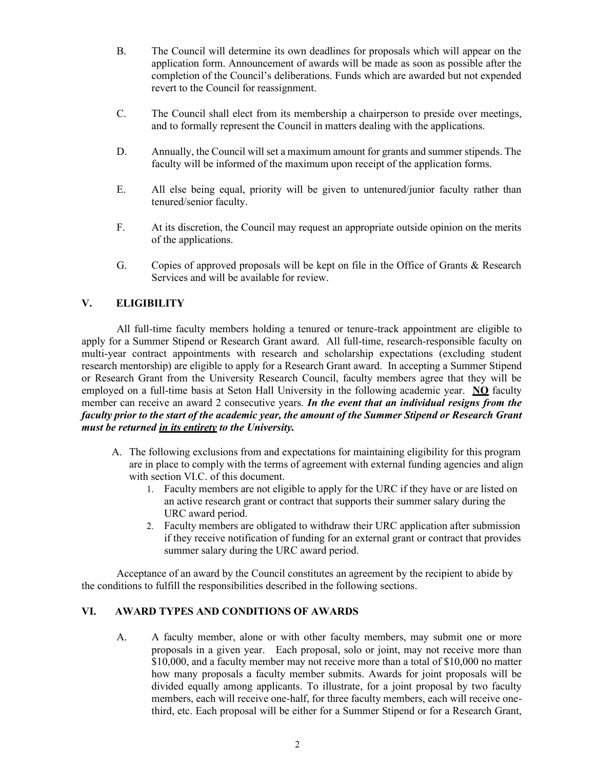B. The Council will determine its own deadlines for proposals which will appear on the application form. Announcement of awards will be made as soon as possible after the completion of the Council's deliberations. Funds which are awarded but not expended revert to the Council for reassignment.

C. The Council shall elect from its membership a chairperson to preside over meetings, and to formally represent the Council in matters dealing with the applications.

D. Annually, the Council will set a maximum amount for grants and summer stipends. The faculty will be informed of the maximum upon receipt of the application forms.

E. All else being equal, priority will be given to untenured/junior faculty rather than tenured/senior faculty.

F. At its discretion, the Council may request an appropriate outside opinion on the merits of the applications.

G. Copies of approved proposals will be kept on file in the Office of Grants & Research Services and will be available for review.

## V. ELIGIBILITY

All full-time faculty members holding a tenured or tenure-track appointment are eligible to apply for a Summer Stipend or Research Grant award. All full-time, research-responsible faculty on multi-year contract appointments with research and scholarship expectations (excluding student research mentorship) are eligible to apply for a Research Grant award. In accepting a Summer Stipend or Research Grant from the University Research Council, faculty members agree that they will be employed on a full-time basis at Seton Hall University in the following academic year. <u>**NO**</u> faculty member can receive an award 2 consecutive years. ***In the event that an individual resigns from the faculty prior to the start of the academic year, the amount of the Summer Stipend or Research Grant must be returned <u>in its entirety</u> to the University.***

A. The following exclusions from and expectations for maintaining eligibility for this program are in place to comply with the terms of agreement with external funding agencies and align with section VI.C. of this document.
   1. Faculty members are not eligible to apply for the URC if they have or are listed on an active research grant or contract that supports their summer salary during the URC award period.
   2. Faculty members are obligated to withdraw their URC application after submission if they receive notification of funding for an external grant or contract that provides summer salary during the URC award period.

Acceptance of an award by the Council constitutes an agreement by the recipient to abide by the conditions to fulfill the responsibilities described in the following sections.

## VI. AWARD TYPES AND CONDITIONS OF AWARDS

A. A faculty member, alone or with other faculty members, may submit one or more proposals in a given year. Each proposal, solo or joint, may not receive more than $10,000, and a faculty member may not receive more than a total of $10,000 no matter how many proposals a faculty member submits. Awards for joint proposals will be divided equally among applicants. To illustrate, for a joint proposal by two faculty members, each will receive one-half, for three faculty members, each will receive one-third, etc. Each proposal will be either for a Summer Stipend or for a Research Grant,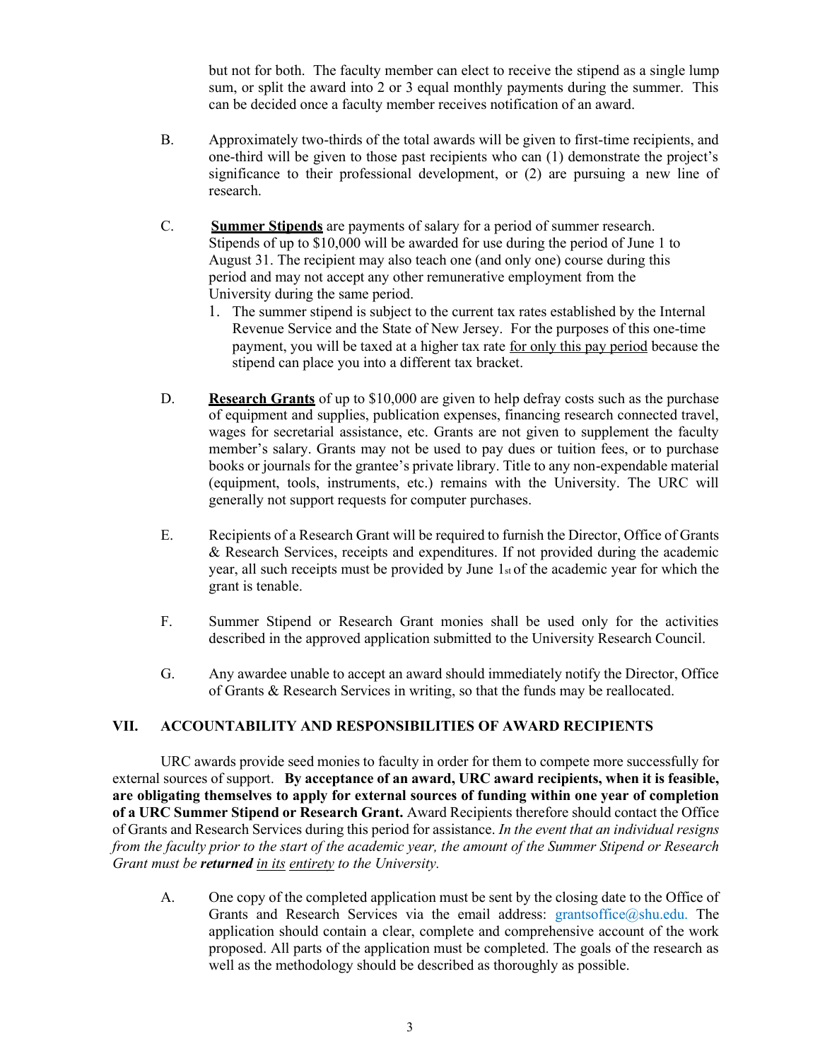but not for both. The faculty member can elect to receive the stipend as a single lump sum, or split the award into 2 or 3 equal monthly payments during the summer. This can be decided once a faculty member receives notification of an award.

B. Approximately two-thirds of the total awards will be given to first-time recipients, and one-third will be given to those past recipients who can (1) demonstrate the project's significance to their professional development, or (2) are pursuing a new line of research.

C. **Summer Stipends** are payments of salary for a period of summer research. Stipends of up to $10,000 will be awarded for use during the period of June 1 to August 31. The recipient may also teach one (and only one) course during this period and may not accept any other remunerative employment from the University during the same period.

   1. The summer stipend is subject to the current tax rates established by the Internal Revenue Service and the State of New Jersey. For the purposes of this one-time payment, you will be taxed at a higher tax rate for only this pay period because the stipend can place you into a different tax bracket.

D. **Research Grants** of up to $10,000 are given to help defray costs such as the purchase of equipment and supplies, publication expenses, financing research connected travel, wages for secretarial assistance, etc. Grants are not given to supplement the faculty member's salary. Grants may not be used to pay dues or tuition fees, or to purchase books or journals for the grantee's private library. Title to any non-expendable material (equipment, tools, instruments, etc.) remains with the University. The URC will generally not support requests for computer purchases.

E. Recipients of a Research Grant will be required to furnish the Director, Office of Grants & Research Services, receipts and expenditures. If not provided during the academic year, all such receipts must be provided by June 1st of the academic year for which the grant is tenable.

F. Summer Stipend or Research Grant monies shall be used only for the activities described in the approved application submitted to the University Research Council.

G. Any awardee unable to accept an award should immediately notify the Director, Office of Grants & Research Services in writing, so that the funds may be reallocated.

## VII. ACCOUNTABILITY AND RESPONSIBILITIES OF AWARD RECIPIENTS

URC awards provide seed monies to faculty in order for them to compete more successfully for external sources of support. **By acceptance of an award, URC award recipients, when it is feasible, are obligating themselves to apply for external sources of funding within one year of completion of a URC Summer Stipend or Research Grant.** Award Recipients therefore should contact the Office of Grants and Research Services during this period for assistance. *In the event that an individual resigns from the faculty prior to the start of the academic year, the amount of the Summer Stipend or Research Grant must be* ***returned*** *in its entirety to the University.*

A. One copy of the completed application must be sent by the closing date to the Office of Grants and Research Services via the email address: grantsoffice@shu.edu. The application should contain a clear, complete and comprehensive account of the work proposed. All parts of the application must be completed. The goals of the research as well as the methodology should be described as thoroughly as possible.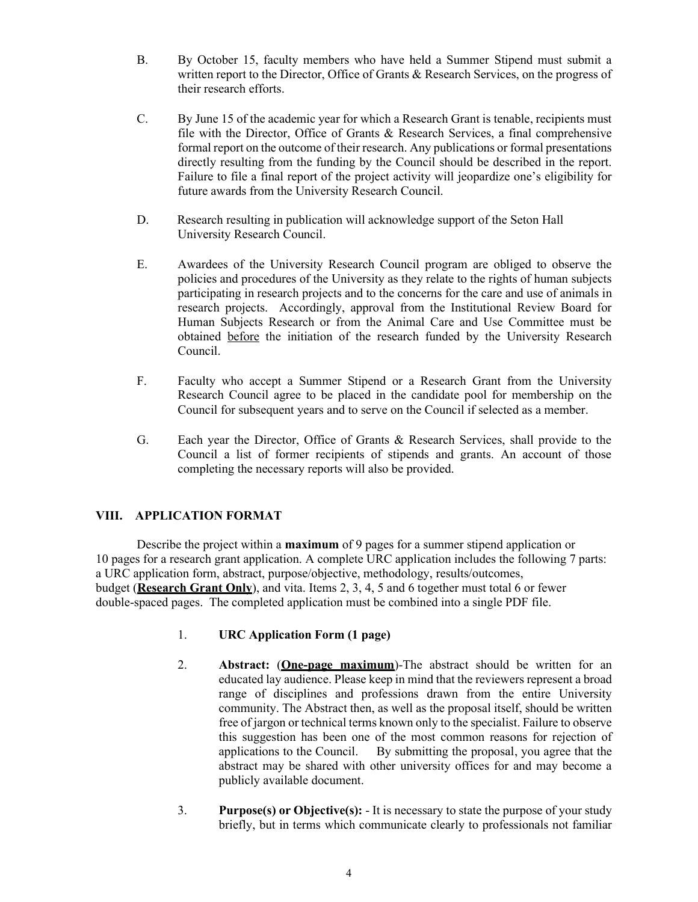B. By October 15, faculty members who have held a Summer Stipend must submit a written report to the Director, Office of Grants & Research Services, on the progress of their research efforts.

C. By June 15 of the academic year for which a Research Grant is tenable, recipients must file with the Director, Office of Grants & Research Services, a final comprehensive formal report on the outcome of their research. Any publications or formal presentations directly resulting from the funding by the Council should be described in the report. Failure to file a final report of the project activity will jeopardize one's eligibility for future awards from the University Research Council.

D. Research resulting in publication will acknowledge support of the Seton Hall University Research Council.

E. Awardees of the University Research Council program are obliged to observe the policies and procedures of the University as they relate to the rights of human subjects participating in research projects and to the concerns for the care and use of animals in research projects. Accordingly, approval from the Institutional Review Board for Human Subjects Research or from the Animal Care and Use Committee must be obtained <u>before</u> the initiation of the research funded by the University Research Council.

F. Faculty who accept a Summer Stipend or a Research Grant from the University Research Council agree to be placed in the candidate pool for membership on the Council for subsequent years and to serve on the Council if selected as a member.

G. Each year the Director, Office of Grants & Research Services, shall provide to the Council a list of former recipients of stipends and grants. An account of those completing the necessary reports will also be provided.

## VIII. APPLICATION FORMAT

Describe the project within a **maximum** of 9 pages for a summer stipend application or 10 pages for a research grant application. A complete URC application includes the following 7 parts: a URC application form, abstract, purpose/objective, methodology, results/outcomes, budget (**<u>Research Grant Only</u>**), and vita. Items 2, 3, 4, 5 and 6 together must total 6 or fewer double-spaced pages. The completed application must be combined into a single PDF file.

1. **URC Application Form (1 page)**

2. **Abstract:** (**<u>One-page maximum</u>**)-The abstract should be written for an educated lay audience. Please keep in mind that the reviewers represent a broad range of disciplines and professions drawn from the entire University community. The Abstract then, as well as the proposal itself, should be written free of jargon or technical terms known only to the specialist. Failure to observe this suggestion has been one of the most common reasons for rejection of applications to the Council. By submitting the proposal, you agree that the abstract may be shared with other university offices for and may become a publicly available document.

3. **Purpose(s) or Objective(s):** - It is necessary to state the purpose of your study briefly, but in terms which communicate clearly to professionals not familiar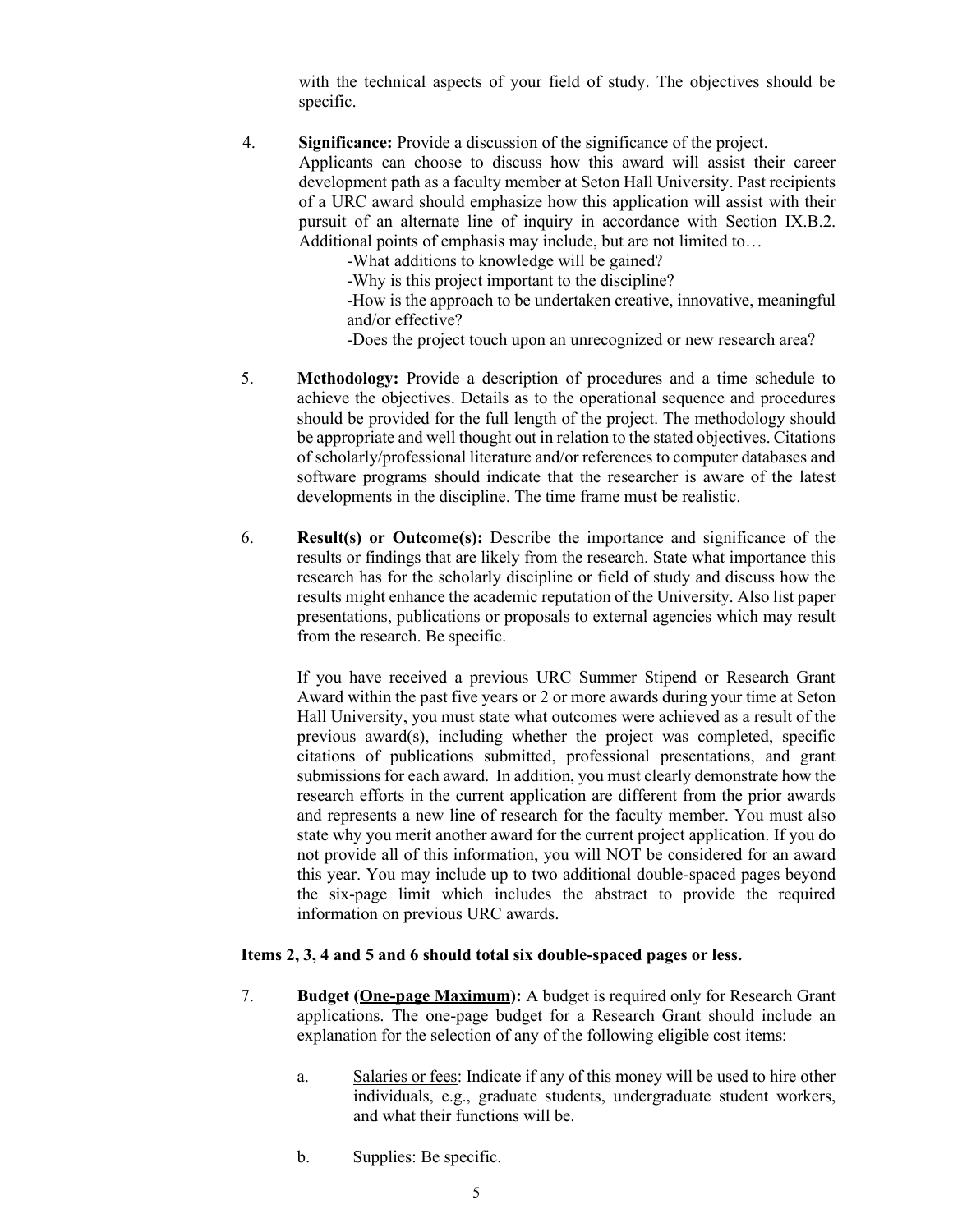with the technical aspects of your field of study. The objectives should be specific.

4. **Significance:** Provide a discussion of the significance of the project. Applicants can choose to discuss how this award will assist their career development path as a faculty member at Seton Hall University. Past recipients of a URC award should emphasize how this application will assist with their pursuit of an alternate line of inquiry in accordance with Section IX.B.2. Additional points of emphasis may include, but are not limited to…

   -What additions to knowledge will be gained?

   -Why is this project important to the discipline?

   -How is the approach to be undertaken creative, innovative, meaningful and/or effective?

   -Does the project touch upon an unrecognized or new research area?

5. **Methodology:** Provide a description of procedures and a time schedule to achieve the objectives. Details as to the operational sequence and procedures should be provided for the full length of the project. The methodology should be appropriate and well thought out in relation to the stated objectives. Citations of scholarly/professional literature and/or references to computer databases and software programs should indicate that the researcher is aware of the latest developments in the discipline. The time frame must be realistic.

6. **Result(s) or Outcome(s):** Describe the importance and significance of the results or findings that are likely from the research. State what importance this research has for the scholarly discipline or field of study and discuss how the results might enhance the academic reputation of the University. Also list paper presentations, publications or proposals to external agencies which may result from the research. Be specific.

   If you have received a previous URC Summer Stipend or Research Grant Award within the past five years or 2 or more awards during your time at Seton Hall University, you must state what outcomes were achieved as a result of the previous award(s), including whether the project was completed, specific citations of publications submitted, professional presentations, and grant submissions for <u>each</u> award. In addition, you must clearly demonstrate how the research efforts in the current application are different from the prior awards and represents a new line of research for the faculty member. You must also state why you merit another award for the current project application. If you do not provide all of this information, you will NOT be considered for an award this year. You may include up to two additional double-spaced pages beyond the six-page limit which includes the abstract to provide the required information on previous URC awards.

**Items 2, 3, 4 and 5 and 6 should total six double-spaced pages or less.**

7. **Budget (<u>One-page Maximum</u>):** A budget is <u>required only</u> for Research Grant applications. The one-page budget for a Research Grant should include an explanation for the selection of any of the following eligible cost items:

   a. <u>Salaries or fees</u>: Indicate if any of this money will be used to hire other individuals, e.g., graduate students, undergraduate student workers, and what their functions will be.

   b. <u>Supplies</u>: Be specific.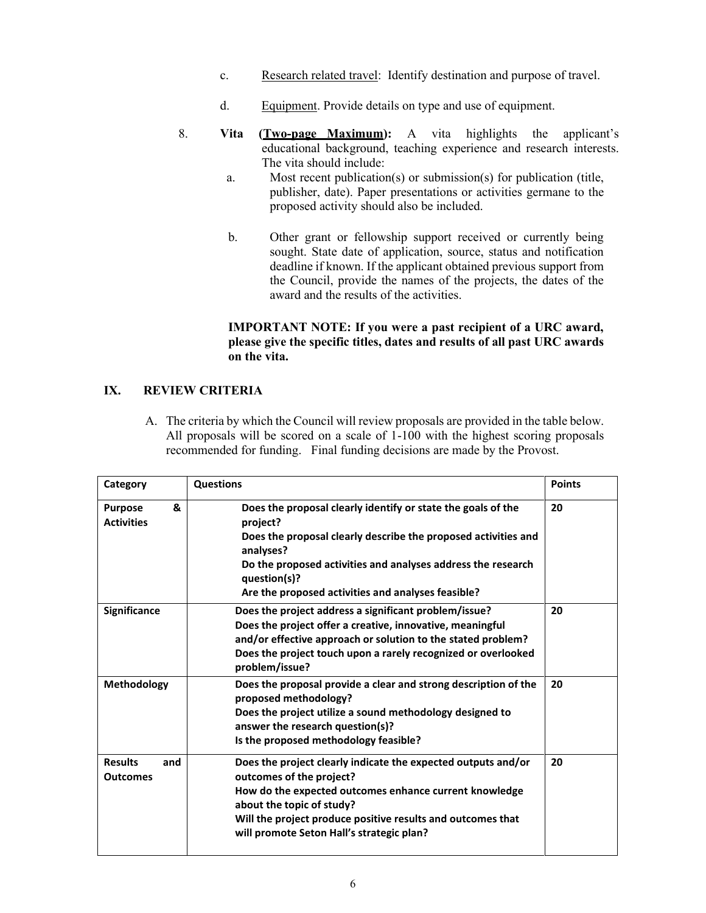c. Research related travel: Identify destination and purpose of travel.

d. Equipment. Provide details on type and use of equipment.

8. **Vita (Two-page Maximum):** A vita highlights the applicant's educational background, teaching experience and research interests. The vita should include:

   a. Most recent publication(s) or submission(s) for publication (title, publisher, date). Paper presentations or activities germane to the proposed activity should also be included.

   b. Other grant or fellowship support received or currently being sought. State date of application, source, status and notification deadline if known. If the applicant obtained previous support from the Council, provide the names of the projects, the dates of the award and the results of the activities.

   **IMPORTANT NOTE: If you were a past recipient of a URC award, please give the specific titles, dates and results of all past URC awards on the vita.**

## IX. REVIEW CRITERIA

A. The criteria by which the Council will review proposals are provided in the table below. All proposals will be scored on a scale of 1-100 with the highest scoring proposals recommended for funding. Final funding decisions are made by the Provost.

| Category | Questions | Points |
|---|---|---|
| **Purpose & Activities** | **Does the proposal clearly identify or state the goals of the project?** **Does the proposal clearly describe the proposed activities and analyses?** **Do the proposed activities and analyses address the research question(s)?** **Are the proposed activities and analyses feasible?** | **20** |
| **Significance** | **Does the project address a significant problem/issue?** **Does the project offer a creative, innovative, meaningful and/or effective approach or solution to the stated problem?** **Does the project touch upon a rarely recognized or overlooked problem/issue?** | **20** |
| **Methodology** | **Does the proposal provide a clear and strong description of the proposed methodology?** **Does the project utilize a sound methodology designed to answer the research question(s)?** **Is the proposed methodology feasible?** | **20** |
| **Results and Outcomes** | **Does the project clearly indicate the expected outputs and/or outcomes of the project?** **How do the expected outcomes enhance current knowledge about the topic of study?** **Will the project produce positive results and outcomes that will promote Seton Hall's strategic plan?** | **20** |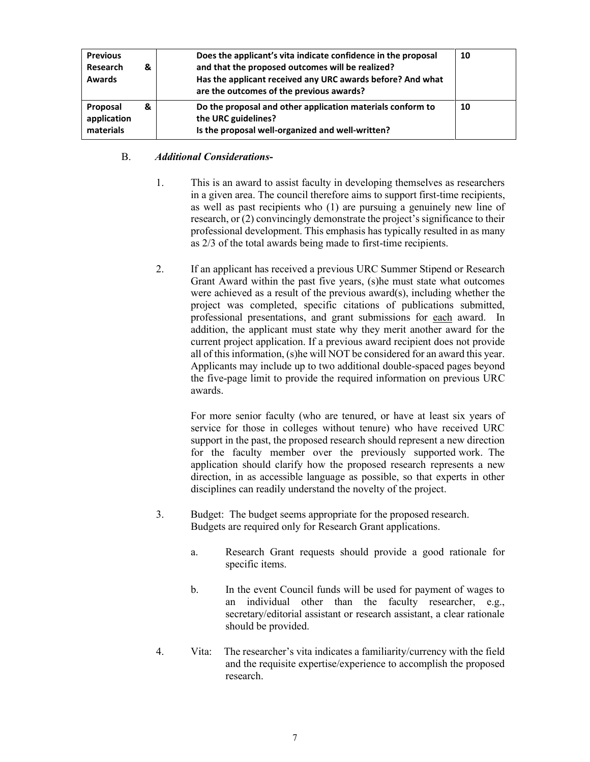| **Previous Research & Awards** | **Does the applicant's vita indicate confidence in the proposal and that the proposed outcomes will be realized?** **Has the applicant received any URC awards before? And what are the outcomes of the previous awards?** | **10** |
|---|---|---|
| **Proposal & application materials** | **Do the proposal and other application materials conform to the URC guidelines?** **Is the proposal well-organized and well-written?** | **10** |

B. ***Additional Considerations-***

1. This is an award to assist faculty in developing themselves as researchers in a given area. The council therefore aims to support first-time recipients, as well as past recipients who (1) are pursuing a genuinely new line of research, or (2) convincingly demonstrate the project's significance to their professional development. This emphasis has typically resulted in as many as 2/3 of the total awards being made to first-time recipients.

2. If an applicant has received a previous URC Summer Stipend or Research Grant Award within the past five years, (s)he must state what outcomes were achieved as a result of the previous award(s), including whether the project was completed, specific citations of publications submitted, professional presentations, and grant submissions for <u>each</u> award. In addition, the applicant must state why they merit another award for the current project application. If a previous award recipient does not provide all of this information, (s)he will NOT be considered for an award this year. Applicants may include up to two additional double-spaced pages beyond the five-page limit to provide the required information on previous URC awards.

   For more senior faculty (who are tenured, or have at least six years of service for those in colleges without tenure) who have received URC support in the past, the proposed research should represent a new direction for the faculty member over the previously supported work. The application should clarify how the proposed research represents a new direction, in as accessible language as possible, so that experts in other disciplines can readily understand the novelty of the project.

3. Budget: The budget seems appropriate for the proposed research. Budgets are required only for Research Grant applications.

   a. Research Grant requests should provide a good rationale for specific items.

   b. In the event Council funds will be used for payment of wages to an individual other than the faculty researcher, e.g., secretary/editorial assistant or research assistant, a clear rationale should be provided.

4. Vita: The researcher's vita indicates a familiarity/currency with the field and the requisite expertise/experience to accomplish the proposed research.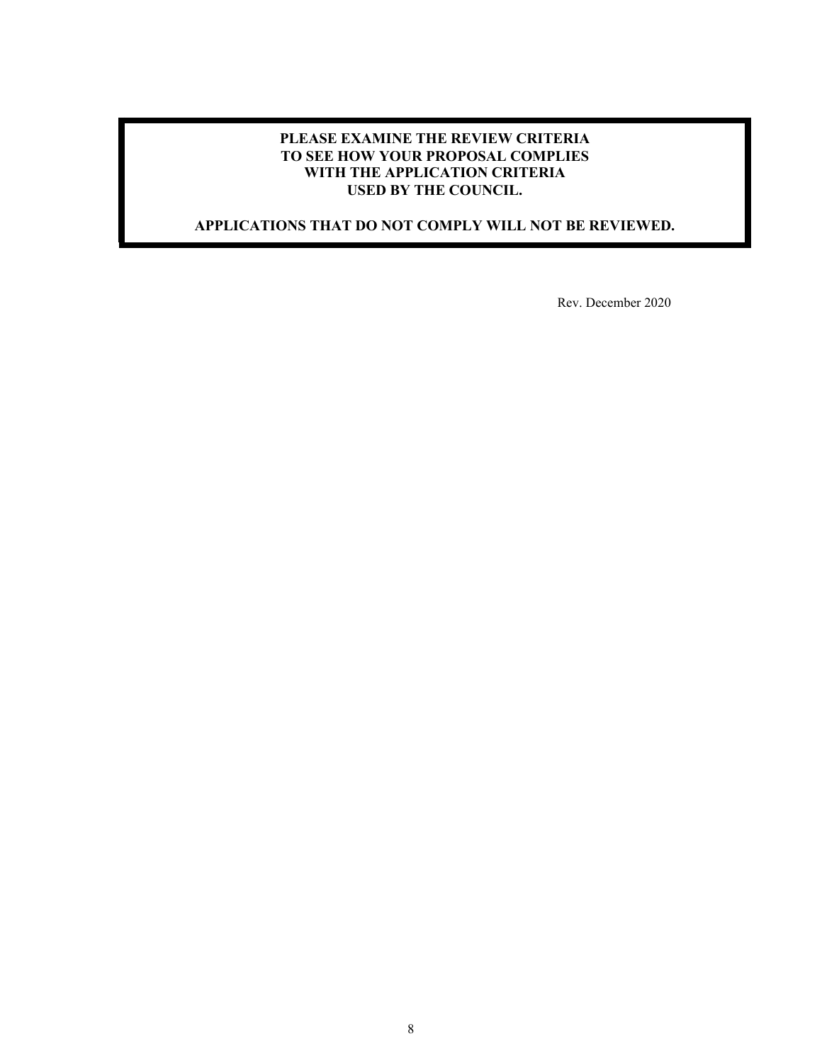**PLEASE EXAMINE THE REVIEW CRITERIA
TO SEE HOW YOUR PROPOSAL COMPLIES
WITH THE APPLICATION CRITERIA
USED BY THE COUNCIL.**

**APPLICATIONS THAT DO NOT COMPLY WILL NOT BE REVIEWED.**

Rev. December 2020